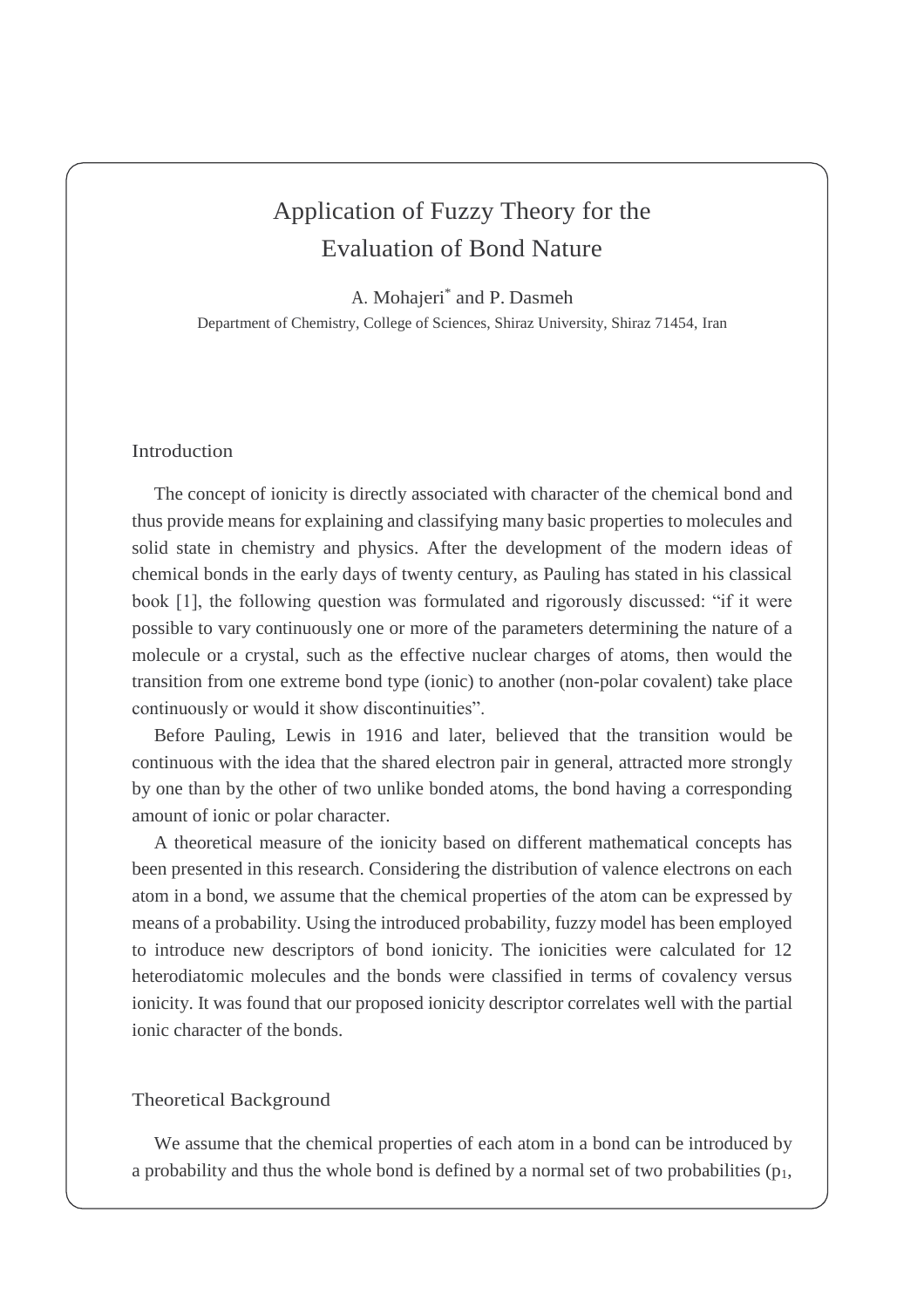# Application of Fuzzy Theory for the Evaluation of Bond Nature

A. Mohajeri* and P. Dasmeh

Department of Chemistry, College of Sciences, Shiraz University, Shiraz 71454, Iran

## Introduction

The concept of ionicity is directly associated with character of the chemical bond and thus provide means for explaining and classifying many basic properties to molecules and solid state in chemistry and physics. After the development of the modern ideas of chemical bonds in the early days of twenty century, as Pauling has stated in his classical book [1], the following question was formulated and rigorously discussed: "if it were possible to vary continuously one or more of the parameters determining the nature of a molecule or a crystal, such as the effective nuclear charges of atoms, then would the transition from one extreme bond type (ionic) to another (non-polar covalent) take place continuously or would it show discontinuities".

Before Pauling, Lewis in 1916 and later, believed that the transition would be continuous with the idea that the shared electron pair in general, attracted more strongly by one than by the other of two unlike bonded atoms, the bond having a corresponding amount of ionic or polar character.

A theoretical measure of the ionicity based on different mathematical concepts has been presented in this research. Considering the distribution of valence electrons on each atom in a bond, we assume that the chemical properties of the atom can be expressed by means of a probability. Using the introduced probability, fuzzy model has been employed to introduce new descriptors of bond ionicity. The ionicities were calculated for 12 heterodiatomic molecules and the bonds were classified in terms of covalency versus ionicity. It was found that our proposed ionicity descriptor correlates well with the partial ionic character of the bonds.

## Theoretical Background

We assume that the chemical properties of each atom in a bond can be introduced by a probability and thus the whole bond is defined by a normal set of two probabilities ($p_1$,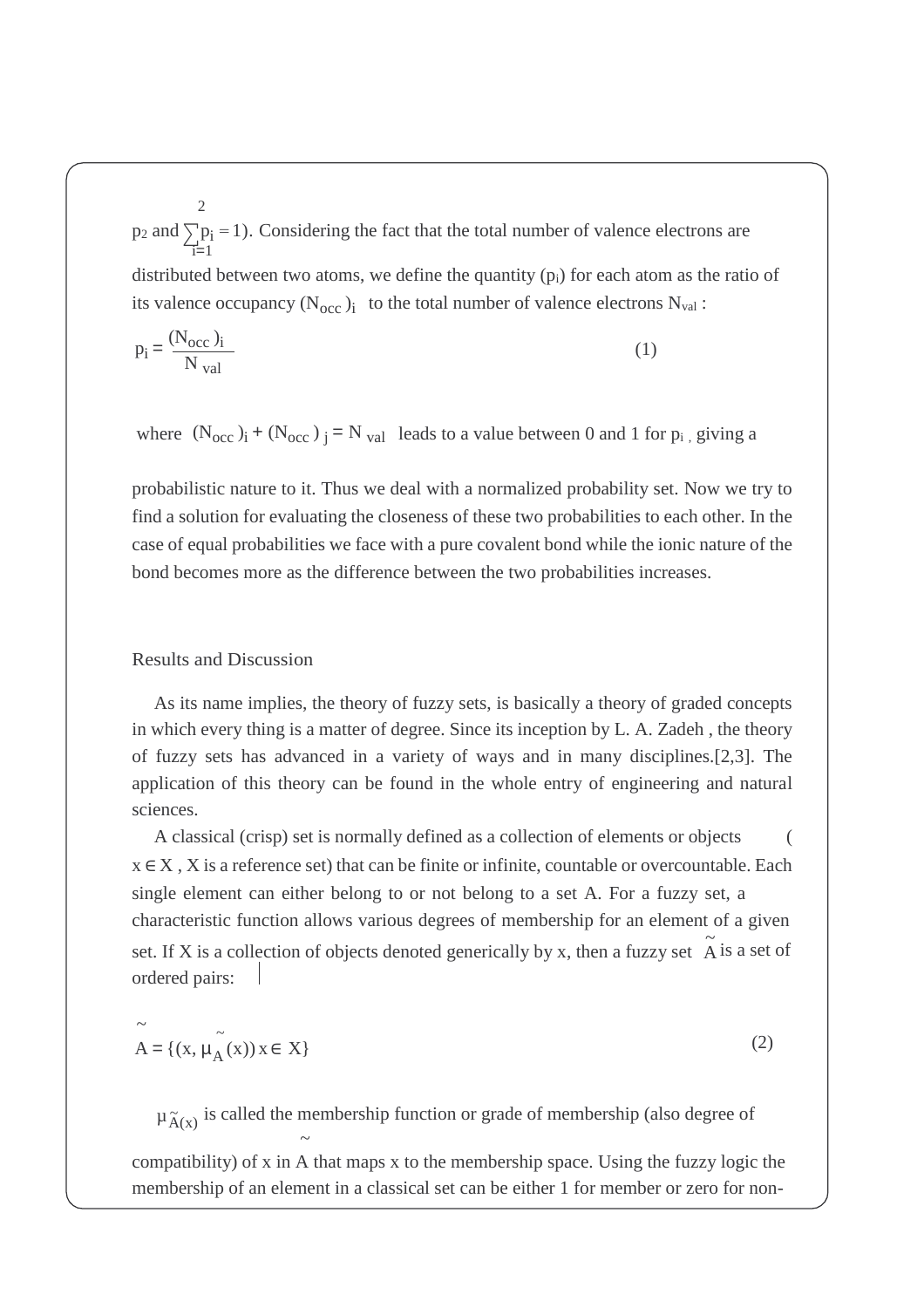$p_2$ and $\sum_{i=1}^{2} p_i = 1$). Considering the fact that the total number of valence electrons are distributed between two atoms, we define the quantity ($p_i$) for each atom as the ratio of its valence occupancy $(N_{occ})_i$ to the total number of valence electrons $N_{val}$ :

$$p_i = \frac{(N_{occ})_i}{N_{val}} \tag{1}$$

where $(N_{occ})_i + (N_{occ})_j = N_{val}$ leads to a value between 0 and 1 for $p_i$, giving a probabilistic nature to it. Thus we deal with a normalized probability set. Now we try to find a solution for evaluating the closeness of these two probabilities to each other. In the case of equal probabilities we face with a pure covalent bond while the ionic nature of the bond becomes more as the difference between the two probabilities increases.

## Results and Discussion

As its name implies, the theory of fuzzy sets, is basically a theory of graded concepts in which every thing is a matter of degree. Since its inception by L. A. Zadeh , the theory of fuzzy sets has advanced in a variety of ways and in many disciplines.[2,3]. The application of this theory can be found in the whole entry of engineering and natural sciences.

A classical (crisp) set is normally defined as a collection of elements or objects ( $x \in X$ , X is a reference set) that can be finite or infinite, countable or overcountable. Each single element can either belong to or not belong to a set A. For a fuzzy set, a characteristic function allows various degrees of membership for an element of a given set. If X is a collection of objects denoted generically by x, then a fuzzy set $\tilde{A}$ is a set of ordered pairs:

$$\tilde{A} = \{(x, \mu_{\tilde{A}}(x))\, x \in X\} \tag{2}$$

$\mu_{\tilde{A}(x)}$ is called the membership function or grade of membership (also degree of compatibility) of x in $\tilde{A}$ that maps x to the membership space. Using the fuzzy logic the membership of an element in a classical set can be either 1 for member or zero for non-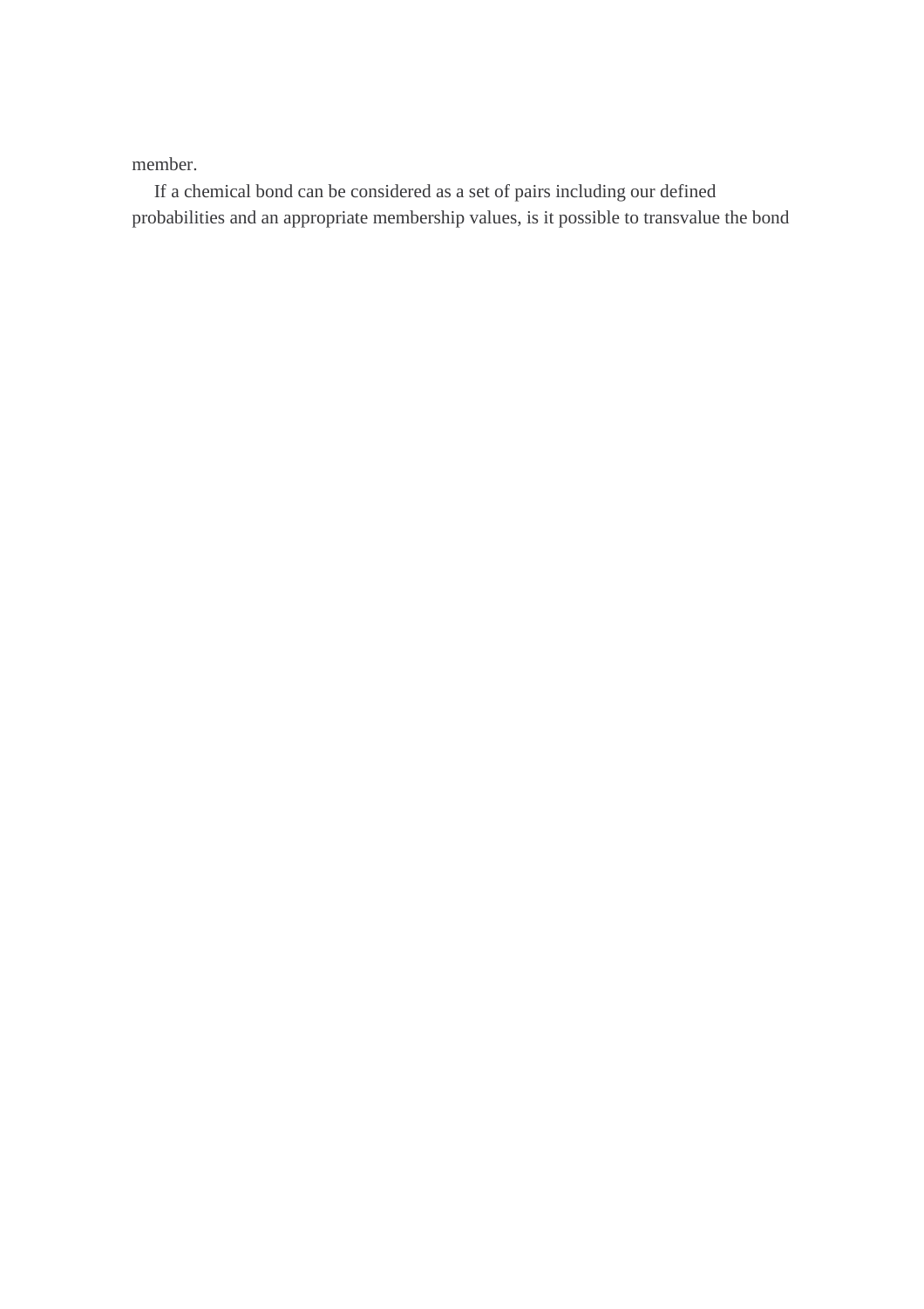member.

If a chemical bond can be considered as a set of pairs including our defined probabilities and an appropriate membership values, is it possible to transvalue the bond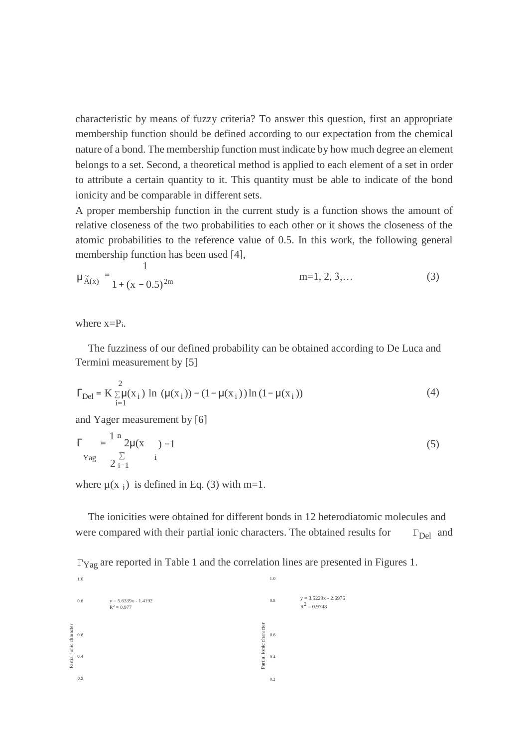characteristic by means of fuzzy criteria? To answer this question, first an appropriate membership function should be defined according to our expectation from the chemical nature of a bond. The membership function must indicate by how much degree an element belongs to a set. Second, a theoretical method is applied to each element of a set in order to attribute a certain quantity to it. This quantity must be able to indicate of the bond ionicity and be comparable in different sets.

A proper membership function in the current study is a function shows the amount of relative closeness of the two probabilities to each other or it shows the closeness of the atomic probabilities to the reference value of 0.5. In this work, the following general membership function has been used [4],

$$\mu_{\tilde{A}(x)} = \frac{1}{1 + (x - 0.5)^{2m}} \qquad m=1, 2, 3,\ldots \tag{3}$$

where $x=P_i$.

The fuzziness of our defined probability can be obtained according to De Luca and Termini measurement by [5]

$$\Gamma_{Del} = K \sum_{i=1}^{2} \mu(x_i)\ \ln\ (\mu(x_i)) - (1-\mu(x_i))\ln(1-\mu(x_i)) \tag{4}$$

and Yager measurement by [6]

$$\Gamma_{Yag} = \frac{1}{2} \sum_{i=1}^{n} 2\mu(x_i) - 1 \tag{5}$$

where $\mu(x_i)$ is defined in Eq. (3) with m=1.

The ionicities were obtained for different bonds in 12 heterodiatomic molecules and were compared with their partial ionic characters. The obtained results for $\Gamma_{Del}$ and $\Gamma_{Yag}$ are reported in Table 1 and the correlation lines are presented in Figures 1.

y = 5.6339x - 1.4192
$R^2$ = 0.977

Partial ionic character

y = 3.5229x - 2.6976
$R^2$ = 0.9748

Partial ionic character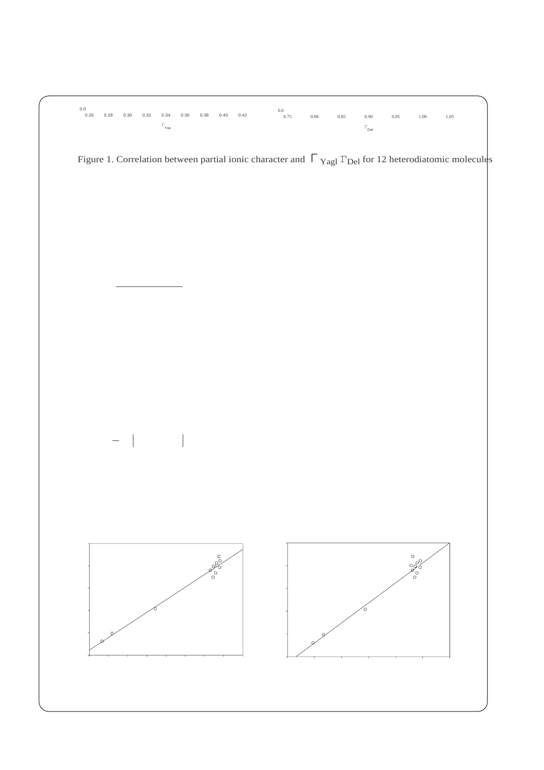0.0
0.26 0.28 0.30 0.32 0.34 0.36 0.38 0.40 0.42

$\Gamma_{Yag}$

0.0
0.75 0.80 0.85 0.90 0.95 1.00 1.05

$\Gamma_{Del}$

Figure 1. Correlation between partial ionic character and $\Gamma_{Yagl}$ $\Gamma_{Del}$ for 12 heterodiatomic molecules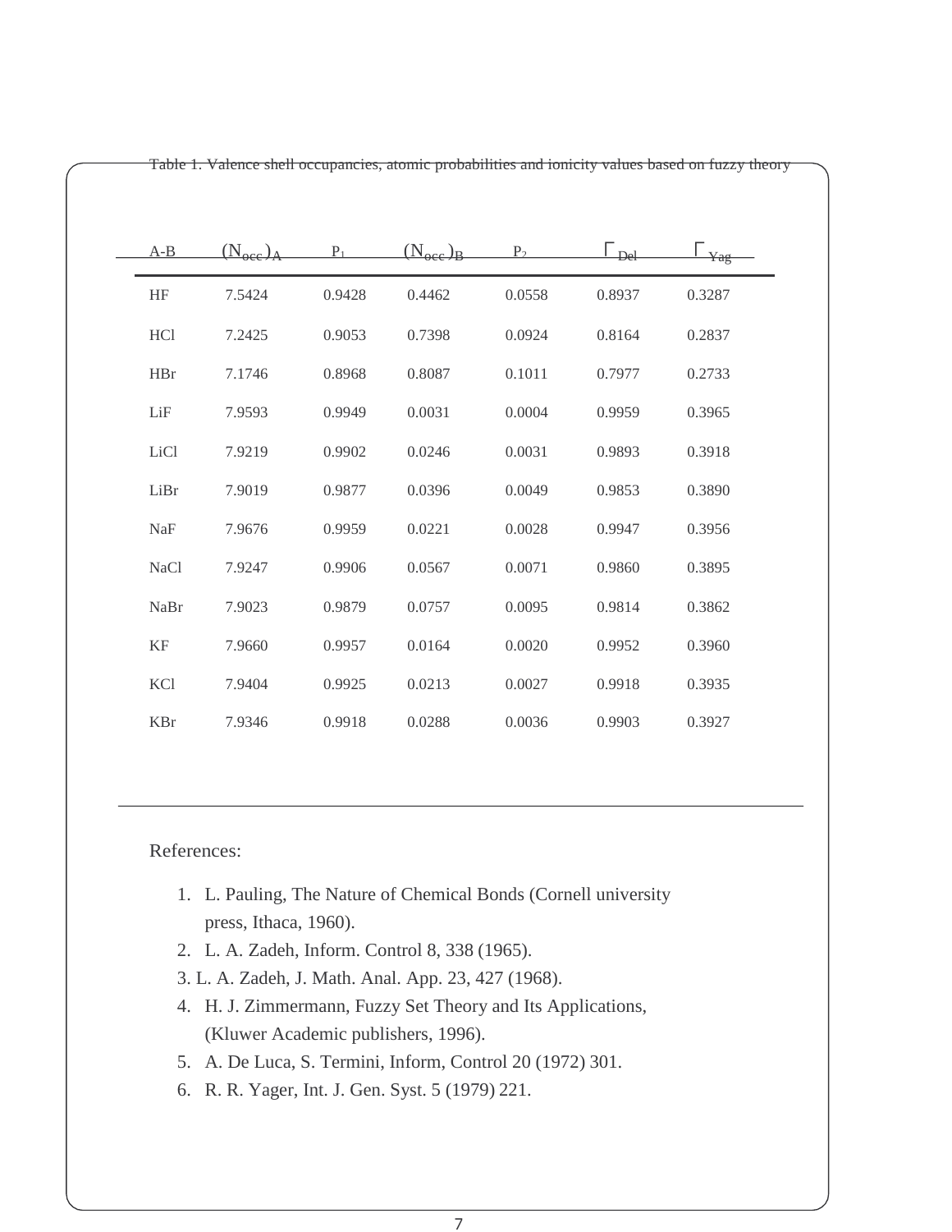Table 1. Valence shell occupancies, atomic probabilities and ionicity values based on fuzzy theory

| A-B | $(N_{occ})_A$ | $P_1$ | $(N_{occ})_B$ | $P_2$ | $\Gamma_{Del}$ | $\Gamma_{Yag}$ |
|---|---|---|---|---|---|---|
| HF | 7.5424 | 0.9428 | 0.4462 | 0.0558 | 0.8937 | 0.3287 |
| HCl | 7.2425 | 0.9053 | 0.7398 | 0.0924 | 0.8164 | 0.2837 |
| HBr | 7.1746 | 0.8968 | 0.8087 | 0.1011 | 0.7977 | 0.2733 |
| LiF | 7.9593 | 0.9949 | 0.0031 | 0.0004 | 0.9959 | 0.3965 |
| LiCl | 7.9219 | 0.9902 | 0.0246 | 0.0031 | 0.9893 | 0.3918 |
| LiBr | 7.9019 | 0.9877 | 0.0396 | 0.0049 | 0.9853 | 0.3890 |
| NaF | 7.9676 | 0.9959 | 0.0221 | 0.0028 | 0.9947 | 0.3956 |
| NaCl | 7.9247 | 0.9906 | 0.0567 | 0.0071 | 0.9860 | 0.3895 |
| NaBr | 7.9023 | 0.9879 | 0.0757 | 0.0095 | 0.9814 | 0.3862 |
| KF | 7.9660 | 0.9957 | 0.0164 | 0.0020 | 0.9952 | 0.3960 |
| KCl | 7.9404 | 0.9925 | 0.0213 | 0.0027 | 0.9918 | 0.3935 |
| KBr | 7.9346 | 0.9918 | 0.0288 | 0.0036 | 0.9903 | 0.3927 |

References:

1. L. Pauling, The Nature of Chemical Bonds (Cornell university press, Ithaca, 1960).
2. L. A. Zadeh, Inform. Control 8, 338 (1965).
3. L. A. Zadeh, J. Math. Anal. App. 23, 427 (1968).
4. H. J. Zimmermann, Fuzzy Set Theory and Its Applications, (Kluwer Academic publishers, 1996).
5. A. De Luca, S. Termini, Inform, Control 20 (1972) 301.
6. R. R. Yager, Int. J. Gen. Syst. 5 (1979) 221.